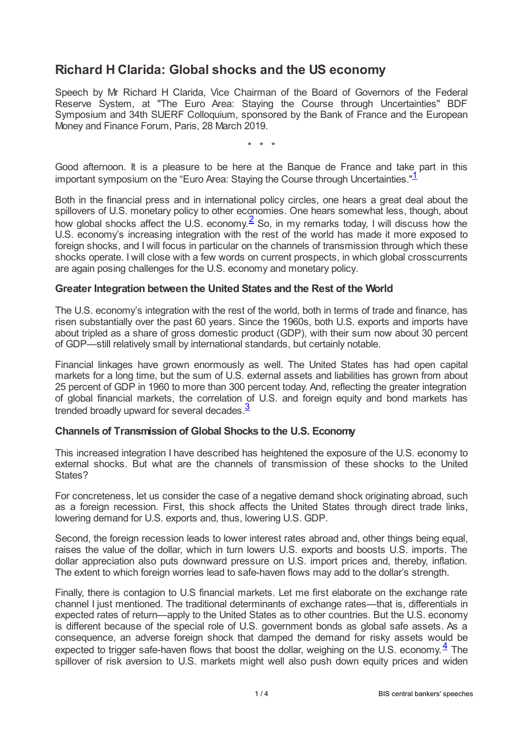# Richard H Clarida: Global shocks and the US economy

Speech by Mr Richard H Clarida, Vice Chairman of the Board of Governors of the Federal Reserve System, at "The Euro Area: Staying the Course through Uncertainties" BDF Symposium and 34th SUERF Colloquium, sponsored by the Bank of France and the European Money and Finance Forum, Paris, 28 March 2019.

\* \* \*

Good afternoon. It is a pleasure to be here at the Banque de France and take part in this important symposium on the "Euro Area: Staying the Course through Uncertainties."[1]

Both in the financial press and in international policy circles, one hears a great deal about the spillovers of U.S. monetary policy to other economies. One hears somewhat less, though, about how global shocks affect the U.S. economy.[2] So, in my remarks today, I will discuss how the U.S. economy's increasing integration with the rest of the world has made it more exposed to foreign shocks, and I will focus in particular on the channels of transmission through which these shocks operate. I will close with a few words on current prospects, in which global crosscurrents are again posing challenges for the U.S. economy and monetary policy.

### Greater Integration between the United States and the Rest of the World

The U.S. economy's integration with the rest of the world, both in terms of trade and finance, has risen substantially over the past 60 years. Since the 1960s, both U.S. exports and imports have about tripled as a share of gross domestic product (GDP), with their sum now about 30 percent of GDP—still relatively small by international standards, but certainly notable.

Financial linkages have grown enormously as well. The United States has had open capital markets for a long time, but the sum of U.S. external assets and liabilities has grown from about 25 percent of GDP in 1960 to more than 300 percent today. And, reflecting the greater integration of global financial markets, the correlation of U.S. and foreign equity and bond markets has trended broadly upward for several decades.[3]

### Channels of Transmission of Global Shocks to the U.S. Economy

This increased integration I have described has heightened the exposure of the U.S. economy to external shocks. But what are the channels of transmission of these shocks to the United States?

For concreteness, let us consider the case of a negative demand shock originating abroad, such as a foreign recession. First, this shock affects the United States through direct trade links, lowering demand for U.S. exports and, thus, lowering U.S. GDP.

Second, the foreign recession leads to lower interest rates abroad and, other things being equal, raises the value of the dollar, which in turn lowers U.S. exports and boosts U.S. imports. The dollar appreciation also puts downward pressure on U.S. import prices and, thereby, inflation. The extent to which foreign worries lead to safe-haven flows may add to the dollar's strength.

Finally, there is contagion to U.S financial markets. Let me first elaborate on the exchange rate channel I just mentioned. The traditional determinants of exchange rates—that is, differentials in expected rates of return—apply to the United States as to other countries. But the U.S. economy is different because of the special role of U.S. government bonds as global safe assets. As a consequence, an adverse foreign shock that damped the demand for risky assets would be expected to trigger safe-haven flows that boost the dollar, weighing on the U.S. economy.[4] The spillover of risk aversion to U.S. markets might well also push down equity prices and widen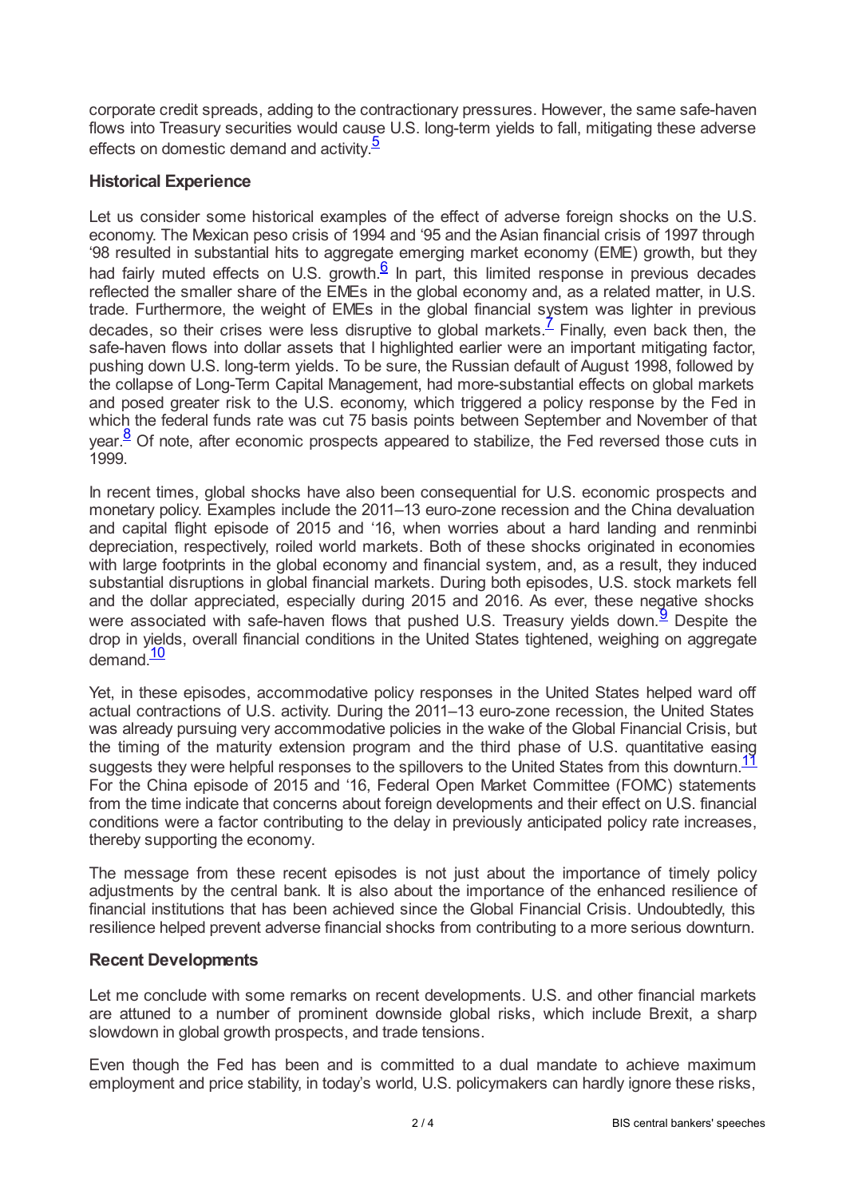corporate credit spreads, adding to the contractionary pressures. However, the same safe-haven flows into Treasury securities would cause U.S. long-term yields to fall, mitigating these adverse effects on domestic demand and activity.[5]

### Historical Experience

Let us consider some historical examples of the effect of adverse foreign shocks on the U.S. economy. The Mexican peso crisis of 1994 and '95 and the Asian financial crisis of 1997 through '98 resulted in substantial hits to aggregate emerging market economy (EME) growth, but they had fairly muted effects on U.S. growth.[6] In part, this limited response in previous decades reflected the smaller share of the EMEs in the global economy and, as a related matter, in U.S. trade. Furthermore, the weight of EMEs in the global financial system was lighter in previous decades, so their crises were less disruptive to global markets.[7] Finally, even back then, the safe-haven flows into dollar assets that I highlighted earlier were an important mitigating factor, pushing down U.S. long-term yields. To be sure, the Russian default of August 1998, followed by the collapse of Long-Term Capital Management, had more-substantial effects on global markets and posed greater risk to the U.S. economy, which triggered a policy response by the Fed in which the federal funds rate was cut 75 basis points between September and November of that year.[8] Of note, after economic prospects appeared to stabilize, the Fed reversed those cuts in 1999.

In recent times, global shocks have also been consequential for U.S. economic prospects and monetary policy. Examples include the 2011–13 euro-zone recession and the China devaluation and capital flight episode of 2015 and '16, when worries about a hard landing and renminbi depreciation, respectively, roiled world markets. Both of these shocks originated in economies with large footprints in the global economy and financial system, and, as a result, they induced substantial disruptions in global financial markets. During both episodes, U.S. stock markets fell and the dollar appreciated, especially during 2015 and 2016. As ever, these negative shocks were associated with safe-haven flows that pushed U.S. Treasury yields down.[9] Despite the drop in yields, overall financial conditions in the United States tightened, weighing on aggregate demand.[10]

Yet, in these episodes, accommodative policy responses in the United States helped ward off actual contractions of U.S. activity. During the 2011–13 euro-zone recession, the United States was already pursuing very accommodative policies in the wake of the Global Financial Crisis, but the timing of the maturity extension program and the third phase of U.S. quantitative easing suggests they were helpful responses to the spillovers to the United States from this downturn.[11] For the China episode of 2015 and '16, Federal Open Market Committee (FOMC) statements from the time indicate that concerns about foreign developments and their effect on U.S. financial conditions were a factor contributing to the delay in previously anticipated policy rate increases, thereby supporting the economy.

The message from these recent episodes is not just about the importance of timely policy adjustments by the central bank. It is also about the importance of the enhanced resilience of financial institutions that has been achieved since the Global Financial Crisis. Undoubtedly, this resilience helped prevent adverse financial shocks from contributing to a more serious downturn.

### Recent Developments

Let me conclude with some remarks on recent developments. U.S. and other financial markets are attuned to a number of prominent downside global risks, which include Brexit, a sharp slowdown in global growth prospects, and trade tensions.

Even though the Fed has been and is committed to a dual mandate to achieve maximum employment and price stability, in today's world, U.S. policymakers can hardly ignore these risks,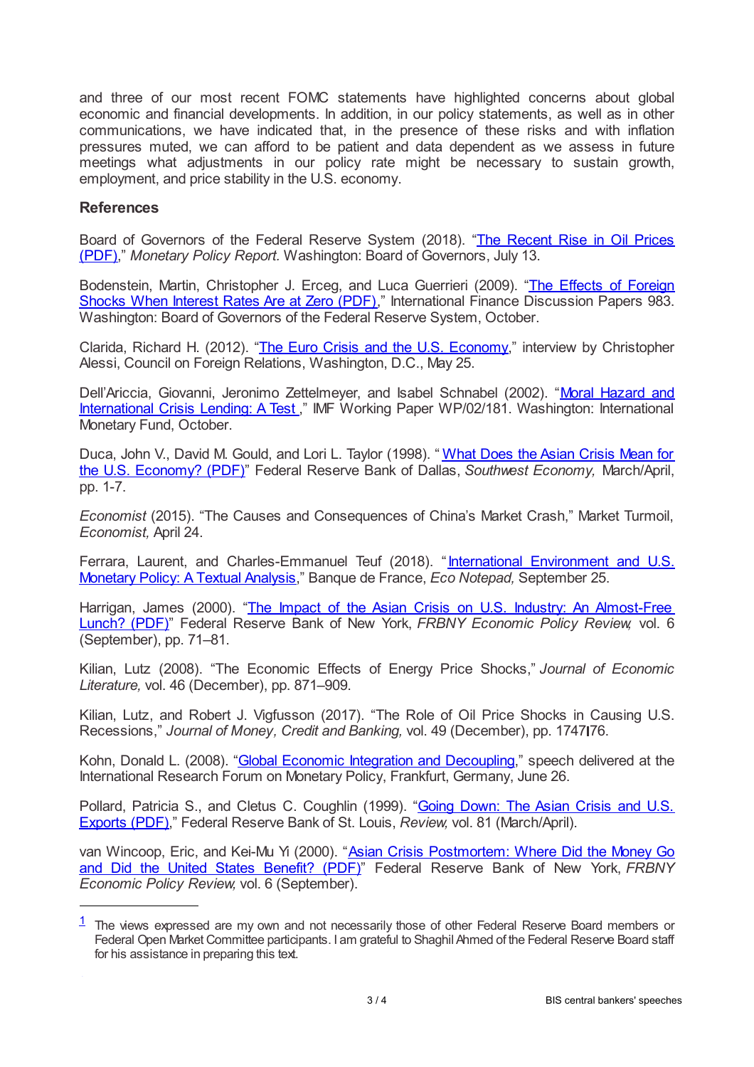and three of our most recent FOMC statements have highlighted concerns about global economic and financial developments. In addition, in our policy statements, as well as in other communications, we have indicated that, in the presence of these risks and with inflation pressures muted, we can afford to be patient and data dependent as we assess in future meetings what adjustments in our policy rate might be necessary to sustain growth, employment, and price stability in the U.S. economy.

### References

Board of Governors of the Federal Reserve System (2018). "The Recent Rise in Oil Prices (PDF)," *Monetary Policy Report.* Washington: Board of Governors, July 13.

Bodenstein, Martin, Christopher J. Erceg, and Luca Guerrieri (2009). "The Effects of Foreign Shocks When Interest Rates Are at Zero (PDF)," International Finance Discussion Papers 983. Washington: Board of Governors of the Federal Reserve System, October.

Clarida, Richard H. (2012). "The Euro Crisis and the U.S. Economy," interview by Christopher Alessi, Council on Foreign Relations, Washington, D.C., May 25.

Dell'Ariccia, Giovanni, Jeronimo Zettelmeyer, and Isabel Schnabel (2002). "Moral Hazard and International Crisis Lending: A Test," IMF Working Paper WP/02/181. Washington: International Monetary Fund, October.

Duca, John V., David M. Gould, and Lori L. Taylor (1998). "What Does the Asian Crisis Mean for the U.S. Economy? (PDF)" Federal Reserve Bank of Dallas, *Southwest Economy,* March/April, pp. 1-7.

*Economist* (2015). "The Causes and Consequences of China's Market Crash," Market Turmoil, *Economist,* April 24.

Ferrara, Laurent, and Charles-Emmanuel Teuf (2018). "International Environment and U.S. Monetary Policy: A Textual Analysis," Banque de France, *Eco Notepad,* September 25.

Harrigan, James (2000). "The Impact of the Asian Crisis on U.S. Industry: An Almost-Free Lunch? (PDF)" Federal Reserve Bank of New York, *FRBNY Economic Policy Review,* vol. 6 (September), pp. 71–81.

Kilian, Lutz (2008). "The Economic Effects of Energy Price Shocks," *Journal of Economic Literature,* vol. 46 (December), pp. 871–909.

Kilian, Lutz, and Robert J. Vigfusson (2017). "The Role of Oil Price Shocks in Causing U.S. Recessions," *Journal of Money, Credit and Banking,* vol. 49 (December), pp. 1747–76.

Kohn, Donald L. (2008). "Global Economic Integration and Decoupling," speech delivered at the International Research Forum on Monetary Policy, Frankfurt, Germany, June 26.

Pollard, Patricia S., and Cletus C. Coughlin (1999). "Going Down: The Asian Crisis and U.S. Exports (PDF)," Federal Reserve Bank of St. Louis, *Review,* vol. 81 (March/April).

van Wincoop, Eric, and Kei-Mu Yi (2000). "Asian Crisis Postmortem: Where Did the Money Go and Did the United States Benefit? (PDF)" Federal Reserve Bank of New York, *FRBNY Economic Policy Review,* vol. 6 (September).

---

[1] The views expressed are my own and not necessarily those of other Federal Reserve Board members or Federal Open Market Committee participants. I am grateful to Shaghil Ahmed of the Federal Reserve Board staff for his assistance in preparing this text.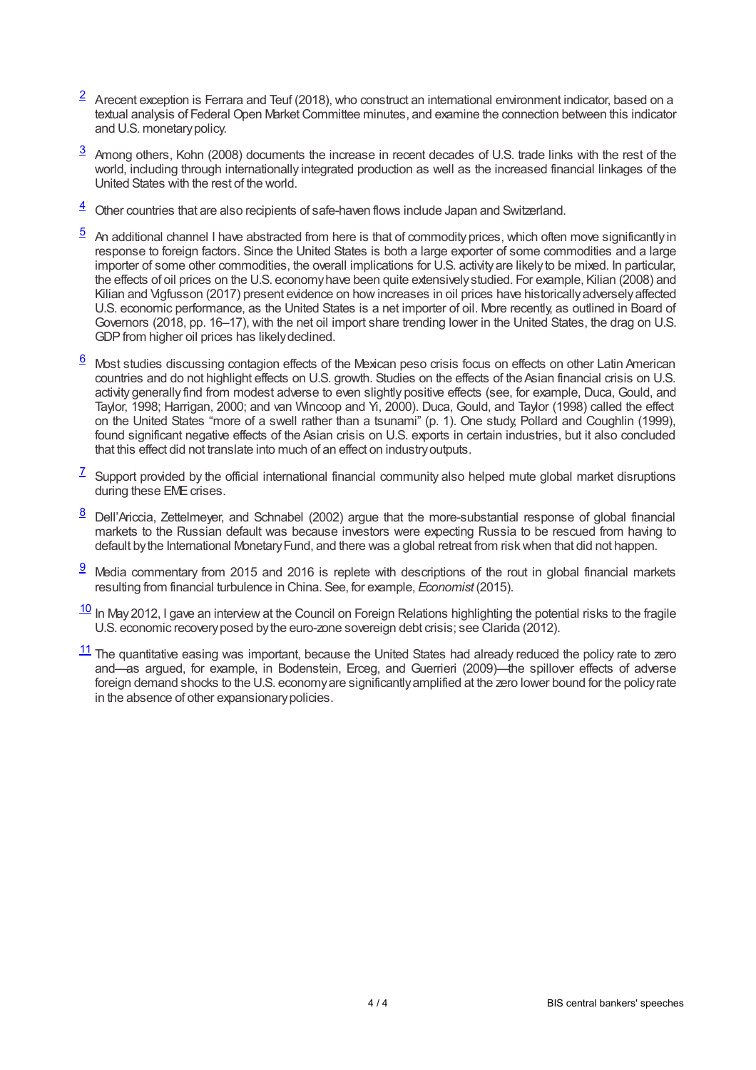[2] A recent exception is Ferrara and Teuf (2018), who construct an international environment indicator, based on a textual analysis of Federal Open Market Committee minutes, and examine the connection between this indicator and U.S. monetary policy.

[3] Among others, Kohn (2008) documents the increase in recent decades of U.S. trade links with the rest of the world, including through internationally integrated production as well as the increased financial linkages of the United States with the rest of the world.

[4] Other countries that are also recipients of safe-haven flows include Japan and Switzerland.

[5] An additional channel I have abstracted from here is that of commodity prices, which often move significantly in response to foreign factors. Since the United States is both a large exporter of some commodities and a large importer of some other commodities, the overall implications for U.S. activity are likely to be mixed. In particular, the effects of oil prices on the U.S. economy have been quite extensively studied. For example, Kilian (2008) and Kilian and Vigfusson (2017) present evidence on how increases in oil prices have historically adversely affected U.S. economic performance, as the United States is a net importer of oil. More recently, as outlined in Board of Governors (2018, pp. 16–17), with the net oil import share trending lower in the United States, the drag on U.S. GDP from higher oil prices has likely declined.

[6] Most studies discussing contagion effects of the Mexican peso crisis focus on effects on other Latin American countries and do not highlight effects on U.S. growth. Studies on the effects of the Asian financial crisis on U.S. activity generally find from modest adverse to even slightly positive effects (see, for example, Duca, Gould, and Taylor, 1998; Harrigan, 2000; and van Wincoop and Yi, 2000). Duca, Gould, and Taylor (1998) called the effect on the United States "more of a swell rather than a tsunami" (p. 1). One study, Pollard and Coughlin (1999), found significant negative effects of the Asian crisis on U.S. exports in certain industries, but it also concluded that this effect did not translate into much of an effect on industry outputs.

[7] Support provided by the official international financial community also helped mute global market disruptions during these EME crises.

[8] Dell'Ariccia, Zettelmeyer, and Schnabel (2002) argue that the more-substantial response of global financial markets to the Russian default was because investors were expecting Russia to be rescued from having to default by the International Monetary Fund, and there was a global retreat from risk when that did not happen.

[9] Media commentary from 2015 and 2016 is replete with descriptions of the rout in global financial markets resulting from financial turbulence in China. See, for example, *Economist* (2015).

[10] In May 2012, I gave an interview at the Council on Foreign Relations highlighting the potential risks to the fragile U.S. economic recovery posed by the euro-zone sovereign debt crisis; see Clarida (2012).

[11] The quantitative easing was important, because the United States had already reduced the policy rate to zero and—as argued, for example, in Bodenstein, Erceg, and Guerrieri (2009)—the spillover effects of adverse foreign demand shocks to the U.S. economy are significantly amplified at the zero lower bound for the policy rate in the absence of other expansionary policies.